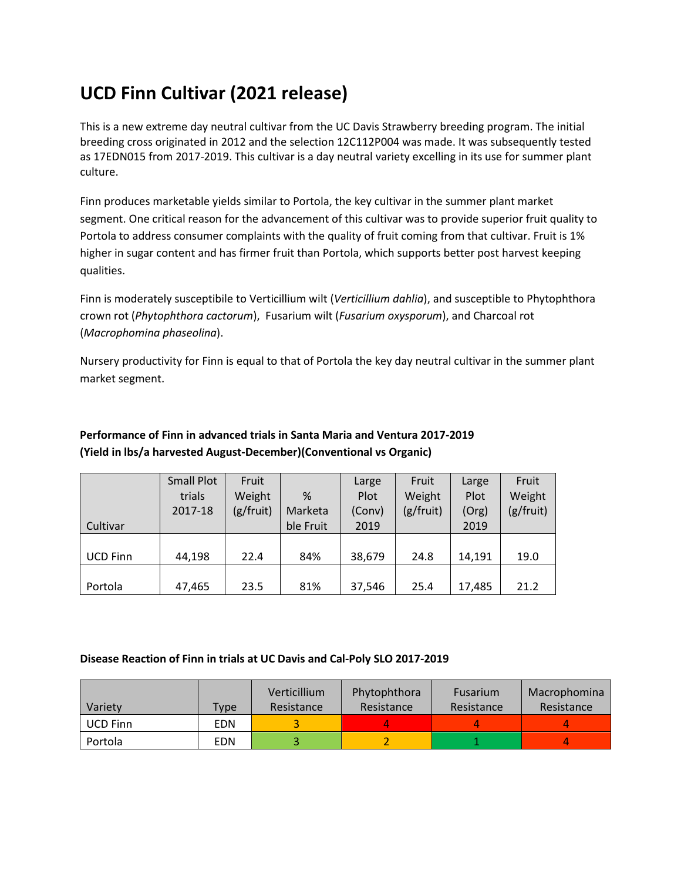# UCD Finn Cultivar (2021 release)

This is a new extreme day neutral cultivar from the UC Davis Strawberry breeding program. The initial breeding cross originated in 2012 and the selection 12C112P004 was made. It was subsequently tested as 17EDN015 from 2017-2019. This cultivar is a day neutral variety excelling in its use for summer plant culture.

Finn produces marketable yields similar to Portola, the key cultivar in the summer plant market segment. One critical reason for the advancement of this cultivar was to provide superior fruit quality to Portola to address consumer complaints with the quality of fruit coming from that cultivar. Fruit is 1% higher in sugar content and has firmer fruit than Portola, which supports better post harvest keeping qualities.

Finn is moderately susceptibile to Verticillium wilt (*Verticillium dahlia*), and susceptible to Phytophthora crown rot (*Phytophthora cactorum*), Fusarium wilt (*Fusarium oxysporum*), and Charcoal rot (*Macrophomina phaseolina*).

Nursery productivity for Finn is equal to that of Portola the key day neutral cultivar in the summer plant market segment.

**Performance of Finn in advanced trials in Santa Maria and Ventura 2017-2019**
**(Yield in lbs/a harvested August-December)(Conventional vs Organic)**

| Cultivar | Small Plot trials 2017-18 | Fruit Weight (g/fruit) | % Marketable Fruit | Large Plot (Conv) 2019 | Fruit Weight (g/fruit) | Large Plot (Org) 2019 | Fruit Weight (g/fruit) |
|---|---|---|---|---|---|---|---|
| UCD Finn | 44,198 | 22.4 | 84% | 38,679 | 24.8 | 14,191 | 19.0 |
| Portola | 47,465 | 23.5 | 81% | 37,546 | 25.4 | 17,485 | 21.2 |

**Disease Reaction of Finn in trials at UC Davis and Cal-Poly SLO 2017-2019**

| Variety | Type | Verticillium Resistance | Phytophthora Resistance | Fusarium Resistance | Macrophomina Resistance |
|---|---|---|---|---|---|
| UCD Finn | EDN | 3 | 4 | 4 | 4 |
| Portola | EDN | 3 | 2 | 1 | 4 |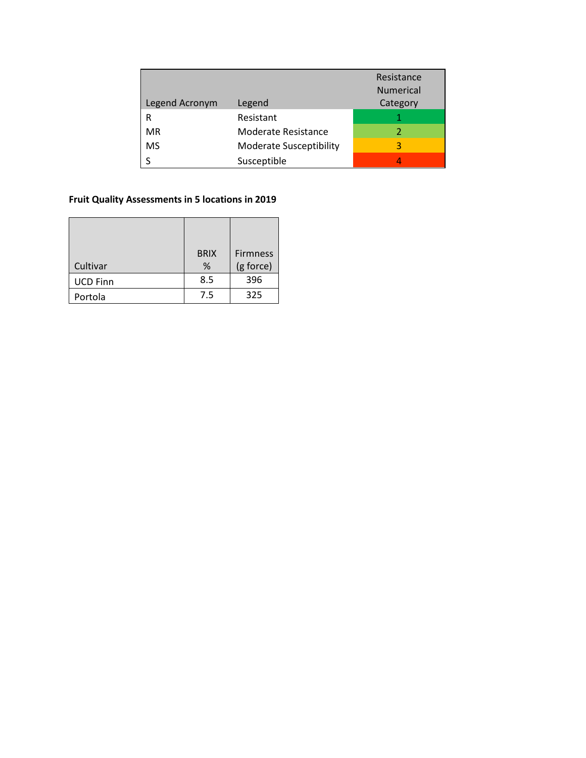| Legend Acronym | Legend | Resistance Numerical Category |
| --- | --- | --- |
| R | Resistant | 1 |
| MR | Moderate Resistance | 2 |
| MS | Moderate Susceptibility | 3 |
| S | Susceptible | 4 |

**Fruit Quality Assessments in 5 locations in 2019**

| Cultivar | BRIX % | Firmness (g force) |
| --- | --- | --- |
| UCD Finn | 8.5 | 396 |
| Portola | 7.5 | 325 |